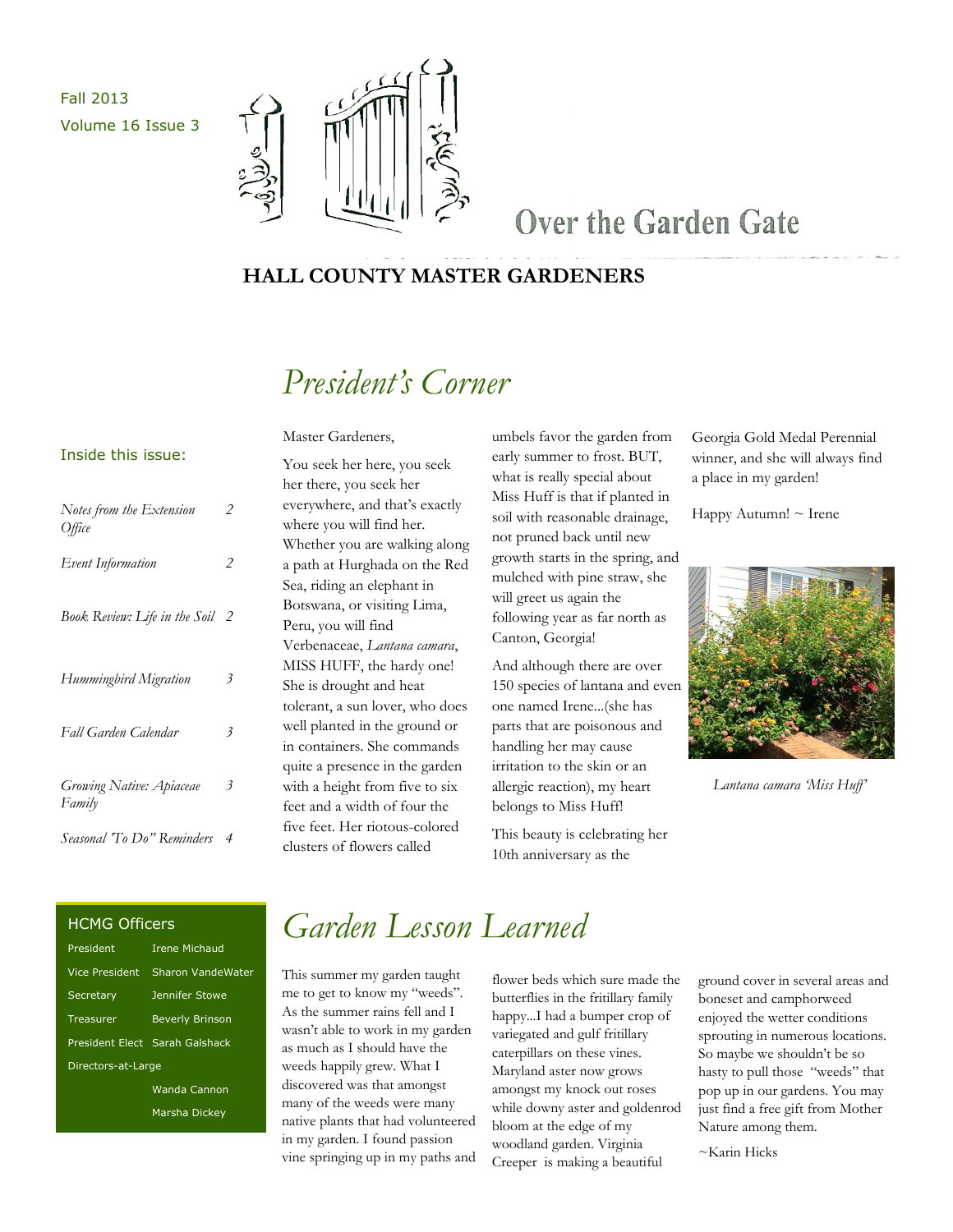Fall 2013
Volume 16 Issue 3

# Over the Garden Gate

## HALL COUNTY MASTER GARDENERS

### Inside this issue:

| | |
|---|---|
| *Notes from the Extension Office* | 2 |
| *Event Information* | 2 |
| *Book Review: Life in the Soil* | 2 |
| *Hummingbird Migration* | 3 |
| *Fall Garden Calendar* | 3 |
| *Growing Native: Apiaceae Family* | 3 |
| *Seasonal 'To Do" Reminders* | 4 |

### HCMG Officers

| | |
|---|---|
| President | Irene Michaud |
| Vice President | Sharon VandeWater |
| Secretary | Jennifer Stowe |
| Treasurer | Beverly Brinson |
| President Elect | Sarah Galshack |
| Directors-at-Large | |
| | Wanda Cannon |
| | Marsha Dickey |

## *President's Corner*

Master Gardeners,

You seek her here, you seek her there, you seek her everywhere, and that's exactly where you will find her. Whether you are walking along a path at Hurghada on the Red Sea, riding an elephant in Botswana, or visiting Lima, Peru, you will find Verbenaceae, *Lantana camara*, MISS HUFF, the hardy one! She is drought and heat tolerant, a sun lover, who does well planted in the ground or in containers. She commands quite a presence in the garden with a height from five to six feet and a width of four the five feet. Her riotous-colored clusters of flowers called umbels favor the garden from early summer to frost. BUT, what is really special about Miss Huff is that if planted in soil with reasonable drainage, not pruned back until new growth starts in the spring, and mulched with pine straw, she will greet us again the following year as far north as Canton, Georgia!

And although there are over 150 species of lantana and even one named Irene...(she has parts that are poisonous and handling her may cause irritation to the skin or an allergic reaction), my heart belongs to Miss Huff!

This beauty is celebrating her 10th anniversary as the Georgia Gold Medal Perennial winner, and she will always find a place in my garden!

Happy Autumn! ~ Irene

*Lantana camara 'Miss Huff'*

## *Garden Lesson Learned*

This summer my garden taught me to get to know my "weeds". As the summer rains fell and I wasn't able to work in my garden as much as I should have the weeds happily grew. What I discovered was that amongst many of the weeds were many native plants that had volunteered in my garden. I found passion vine springing up in my paths and flower beds which sure made the butterflies in the fritillary family happy...I had a bumper crop of variegated and gulf fritillary caterpillars on these vines. Maryland aster now grows amongst my knock out roses while downy aster and goldenrod bloom at the edge of my woodland garden. Virginia Creeper is making a beautiful ground cover in several areas and boneset and camphorweed enjoyed the wetter conditions sprouting in numerous locations. So maybe we shouldn't be so hasty to pull those "weeds" that pop up in our gardens. You may just find a free gift from Mother Nature among them.

~Karin Hicks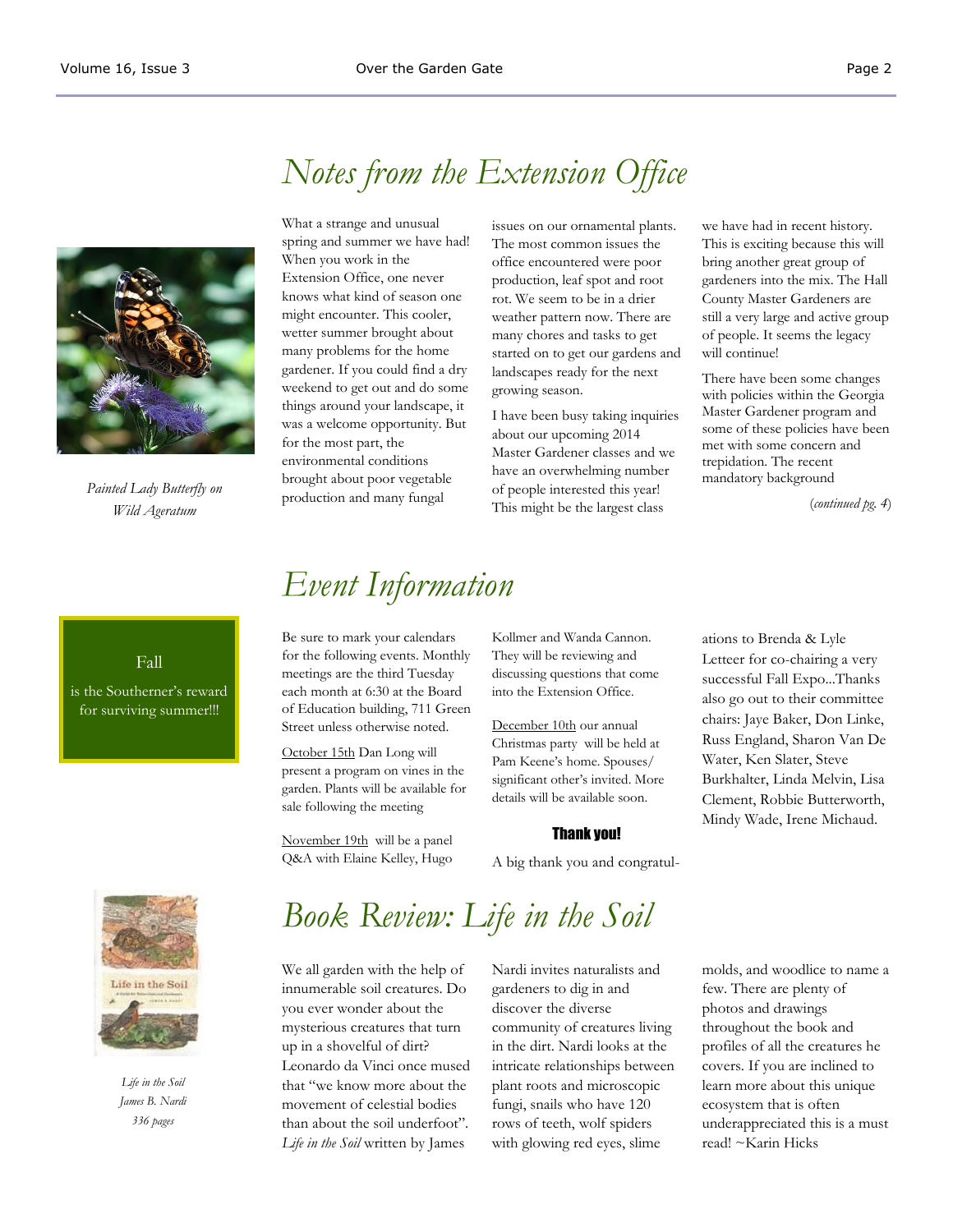## Notes from the Extension Office

*Painted Lady Butterfly on Wild Ageratum*

What a strange and unusual spring and summer we have had! When you work in the Extension Office, one never knows what kind of season one might encounter. This cooler, wetter summer brought about many problems for the home gardener. If you could find a dry weekend to get out and do some things around your landscape, it was a welcome opportunity. But for the most part, the environmental conditions brought about poor vegetable production and many fungal issues on our ornamental plants. The most common issues the office encountered were poor production, leaf spot and root rot. We seem to be in a drier weather pattern now. There are many chores and tasks to get started on to get our gardens and landscapes ready for the next growing season.

I have been busy taking inquiries about our upcoming 2014 Master Gardener classes and we have an overwhelming number of people interested this year! This might be the largest class we have had in recent history. This is exciting because this will bring another great group of gardeners into the mix. The Hall County Master Gardeners are still a very large and active group of people. It seems the legacy will continue!

There have been some changes with policies within the Georgia Master Gardener program and some of these policies have been met with some concern and trepidation. The recent mandatory background

(*continued pg. 4*)

## Event Information

Fall

is the Southerner's reward for surviving summer!!!

Be sure to mark your calendars for the following events. Monthly meetings are the third Tuesday each month at 6:30 at the Board of Education building, 711 Green Street unless otherwise noted.

October 15th Dan Long will present a program on vines in the garden. Plants will be available for sale following the meeting

November 19th will be a panel Q&A with Elaine Kelley, Hugo Kollmer and Wanda Cannon. They will be reviewing and discussing questions that come into the Extension Office.

December 10th our annual Christmas party will be held at Pam Keene's home. Spouses/ significant other's invited. More details will be available soon.

**Thank you!**

A big thank you and congratulations to Brenda & Lyle Letteer for co-chairing a very successful Fall Expo...Thanks also go out to their committee chairs: Jaye Baker, Don Linke, Russ England, Sharon Van De Water, Ken Slater, Steve Burkhalter, Linda Melvin, Lisa Clement, Robbie Butterworth, Mindy Wade, Irene Michaud.

## Book Review: Life in the Soil

*Life in the Soil*
*James B. Nardi*
*336 pages*

We all garden with the help of innumerable soil creatures. Do you ever wonder about the mysterious creatures that turn up in a shovelful of dirt? Leonardo da Vinci once mused that "we know more about the movement of celestial bodies than about the soil underfoot". *Life in the Soil* written by James Nardi invites naturalists and gardeners to dig in and discover the diverse community of creatures living in the dirt. Nardi looks at the intricate relationships between plant roots and microscopic fungi, snails who have 120 rows of teeth, wolf spiders with glowing red eyes, slime molds, and woodlice to name a few. There are plenty of photos and drawings throughout the book and profiles of all the creatures he covers. If you are inclined to learn more about this unique ecosystem that is often underappreciated this is a must read! ~Karin Hicks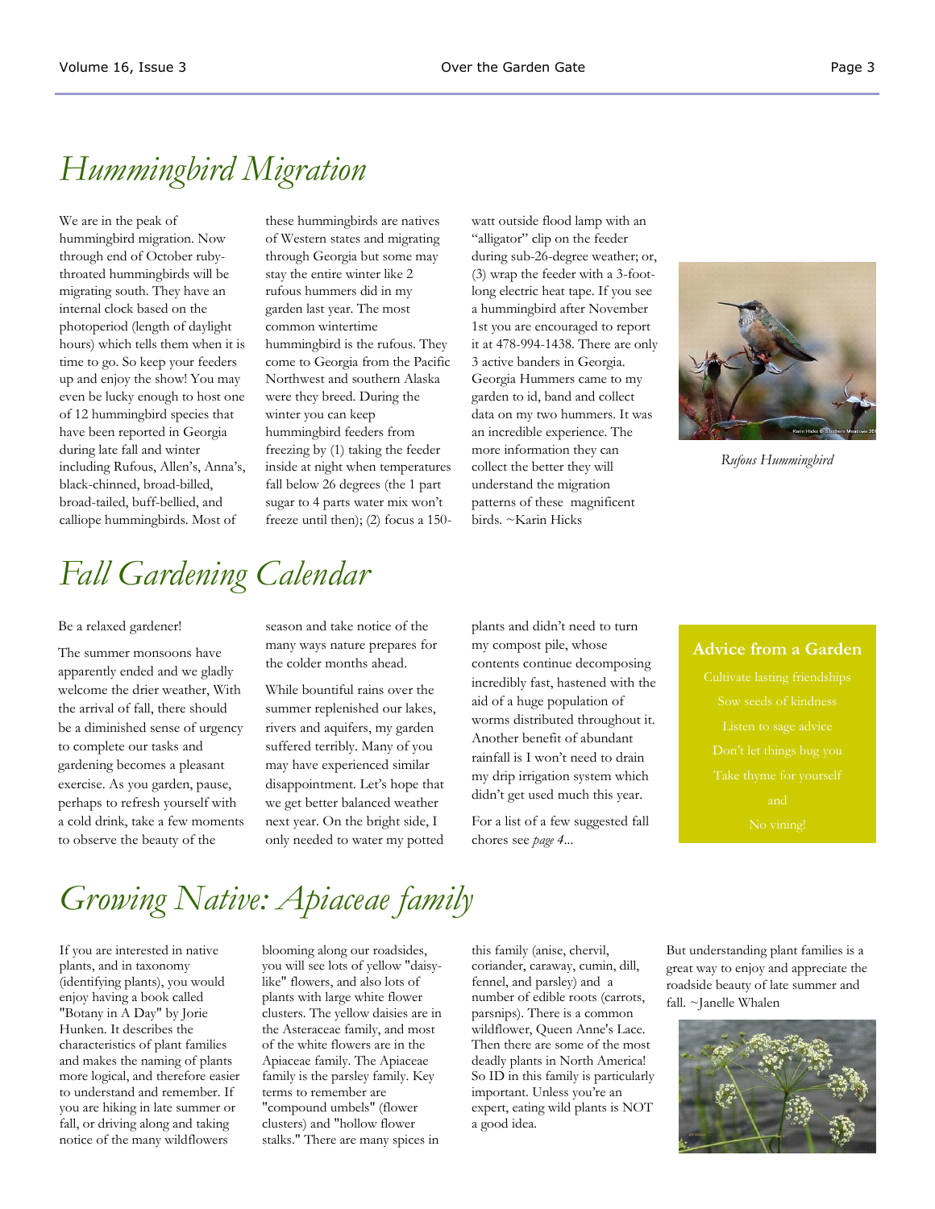# Hummingbird Migration

We are in the peak of hummingbird migration. Now through end of October ruby-throated hummingbirds will be migrating south. They have an internal clock based on the photoperiod (length of daylight hours) which tells them when it is time to go. So keep your feeders up and enjoy the show! You may even be lucky enough to host one of 12 hummingbird species that have been reported in Georgia during late fall and winter including Rufous, Allen's, Anna's, black-chinned, broad-billed, broad-tailed, buff-bellied, and calliope hummingbirds. Most of these hummingbirds are natives of Western states and migrating through Georgia but some may stay the entire winter like 2 rufous hummers did in my garden last year. The most common wintertime hummingbird is the rufous. They come to Georgia from the Pacific Northwest and southern Alaska were they breed. During the winter you can keep hummingbird feeders from freezing by (1) taking the feeder inside at night when temperatures fall below 26 degrees (the 1 part sugar to 4 parts water mix won't freeze until then); (2) focus a 150-watt outside flood lamp with an "alligator" clip on the feeder during sub-26-degree weather; or, (3) wrap the feeder with a 3-foot-long electric heat tape. If you see a hummingbird after November 1st you are encouraged to report it at 478-994-1438. There are only 3 active banders in Georgia. Georgia Hummers came to my garden to id, band and collect data on my two hummers. It was an incredible experience. The more information they can collect the better they will understand the migration patterns of these magnificent birds. ~Karin Hicks

*Rufous Hummingbird*

# Fall Gardening Calendar

Be a relaxed gardener!

The summer monsoons have apparently ended and we gladly welcome the drier weather, With the arrival of fall, there should be a diminished sense of urgency to complete our tasks and gardening becomes a pleasant exercise. As you garden, pause, perhaps to refresh yourself with a cold drink, take a few moments to observe the beauty of the season and take notice of the many ways nature prepares for the colder months ahead.

While bountiful rains over the summer replenished our lakes, rivers and aquifers, my garden suffered terribly. Many of you may have experienced similar disappointment. Let's hope that we get better balanced weather next year. On the bright side, I only needed to water my potted plants and didn't need to turn my compost pile, whose contents continue decomposing incredibly fast, hastened with the aid of a huge population of worms distributed throughout it. Another benefit of abundant rainfall is I won't need to drain my drip irrigation system which didn't get used much this year.

For a list of a few suggested fall chores see *page 4*...

**Advice from a Garden**

Cultivate lasting friendships
Sow seeds of kindness
Listen to sage advice
Don't let things bug you
Take thyme for yourself
and
No vining!

# Growing Native: Apiaceae family

If you are interested in native plants, and in taxonomy (identifying plants), you would enjoy having a book called "Botany in A Day" by Jorie Hunken. It describes the characteristics of plant families and makes the naming of plants more logical, and therefore easier to understand and remember. If you are hiking in late summer or fall, or driving along and taking notice of the many wildflowers blooming along our roadsides, you will see lots of yellow "daisy-like" flowers, and also lots of plants with large white flower clusters. The yellow daisies are in the Asteraceae family, and most of the white flowers are in the Apiaceae family. The Apiaceae family is the parsley family. Key terms to remember are "compound umbels" (flower clusters) and "hollow flower stalks." There are many spices in this family (anise, chervil, coriander, caraway, cumin, dill, fennel, and parsley) and a number of edible roots (carrots, parsnips). There is a common wildflower, Queen Anne's Lace. Then there are some of the most deadly plants in North America! So ID in this family is particularly important. Unless you're an expert, eating wild plants is NOT a good idea. But understanding plant families is a great way to enjoy and appreciate the roadside beauty of late summer and fall. ~Janelle Whalen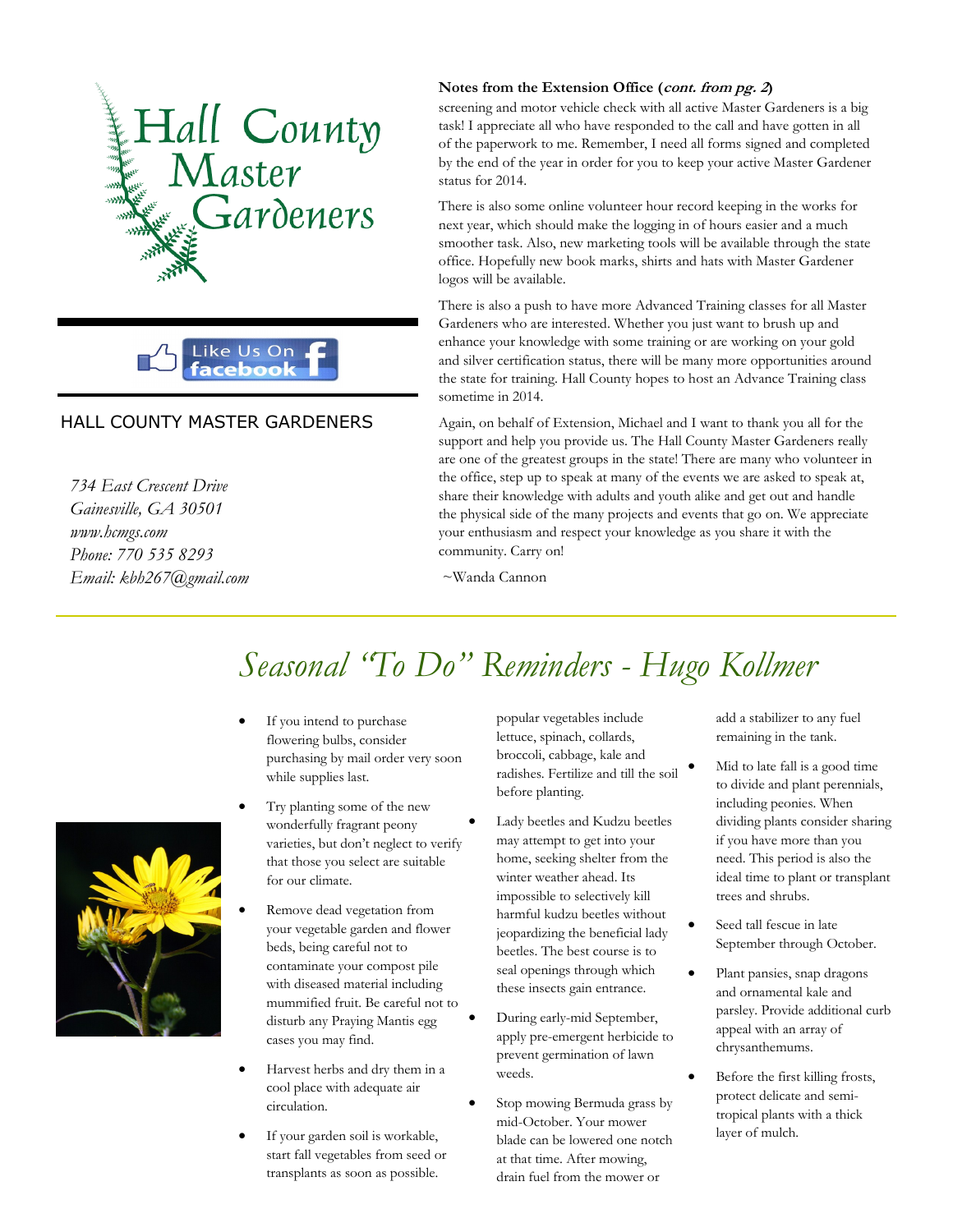Hall County Master Gardeners

Like Us On facebook

HALL COUNTY MASTER GARDENERS

*734 East Crescent Drive*
*Gainesville, GA 30501*
*www.hcmgs.com*
*Phone: 770 535 8293*
*Email: kbh267@gmail.com*

**Notes from the Extension Office (*cont. from pg. 2*)**

screening and motor vehicle check with all active Master Gardeners is a big task! I appreciate all who have responded to the call and have gotten in all of the paperwork to me. Remember, I need all forms signed and completed by the end of the year in order for you to keep your active Master Gardener status for 2014.

There is also some online volunteer hour record keeping in the works for next year, which should make the logging in of hours easier and a much smoother task. Also, new marketing tools will be available through the state office. Hopefully new book marks, shirts and hats with Master Gardener logos will be available.

There is also a push to have more Advanced Training classes for all Master Gardeners who are interested. Whether you just want to brush up and enhance your knowledge with some training or are working on your gold and silver certification status, there will be many more opportunities around the state for training. Hall County hopes to host an Advance Training class sometime in 2014.

Again, on behalf of Extension, Michael and I want to thank you all for the support and help you provide us. The Hall County Master Gardeners really are one of the greatest groups in the state! There are many who volunteer in the office, step up to speak at many of the events we are asked to speak at, share their knowledge with adults and youth alike and get out and handle the physical side of the many projects and events that go on. We appreciate your enthusiasm and respect your knowledge as you share it with the community. Carry on!

~Wanda Cannon

# *Seasonal "To Do" Reminders - Hugo Kollmer*

- If you intend to purchase flowering bulbs, consider purchasing by mail order very soon while supplies last.
- Try planting some of the new wonderfully fragrant peony varieties, but don't neglect to verify that those you select are suitable for our climate.
- Remove dead vegetation from your vegetable garden and flower beds, being careful not to contaminate your compost pile with diseased material including mummified fruit. Be careful not to disturb any Praying Mantis egg cases you may find.
- Harvest herbs and dry them in a cool place with adequate air circulation.
- If your garden soil is workable, start fall vegetables from seed or transplants as soon as possible. popular vegetables include lettuce, spinach, collards, broccoli, cabbage, kale and radishes. Fertilize and till the soil before planting.
- Lady beetles and Kudzu beetles may attempt to get into your home, seeking shelter from the winter weather ahead. Its impossible to selectively kill harmful kudzu beetles without jeopardizing the beneficial lady beetles. The best course is to seal openings through which these insects gain entrance.
- During early-mid September, apply pre-emergent herbicide to prevent germination of lawn weeds.
- Stop mowing Bermuda grass by mid-October. Your mower blade can be lowered one notch at that time. After mowing, drain fuel from the mower or add a stabilizer to any fuel remaining in the tank.
- Mid to late fall is a good time to divide and plant perennials, including peonies. When dividing plants consider sharing if you have more than you need. This period is also the ideal time to plant or transplant trees and shrubs.
- Seed tall fescue in late September through October.
- Plant pansies, snap dragons and ornamental kale and parsley. Provide additional curb appeal with an array of chrysanthemums.
- Before the first killing frosts, protect delicate and semi-tropical plants with a thick layer of mulch.